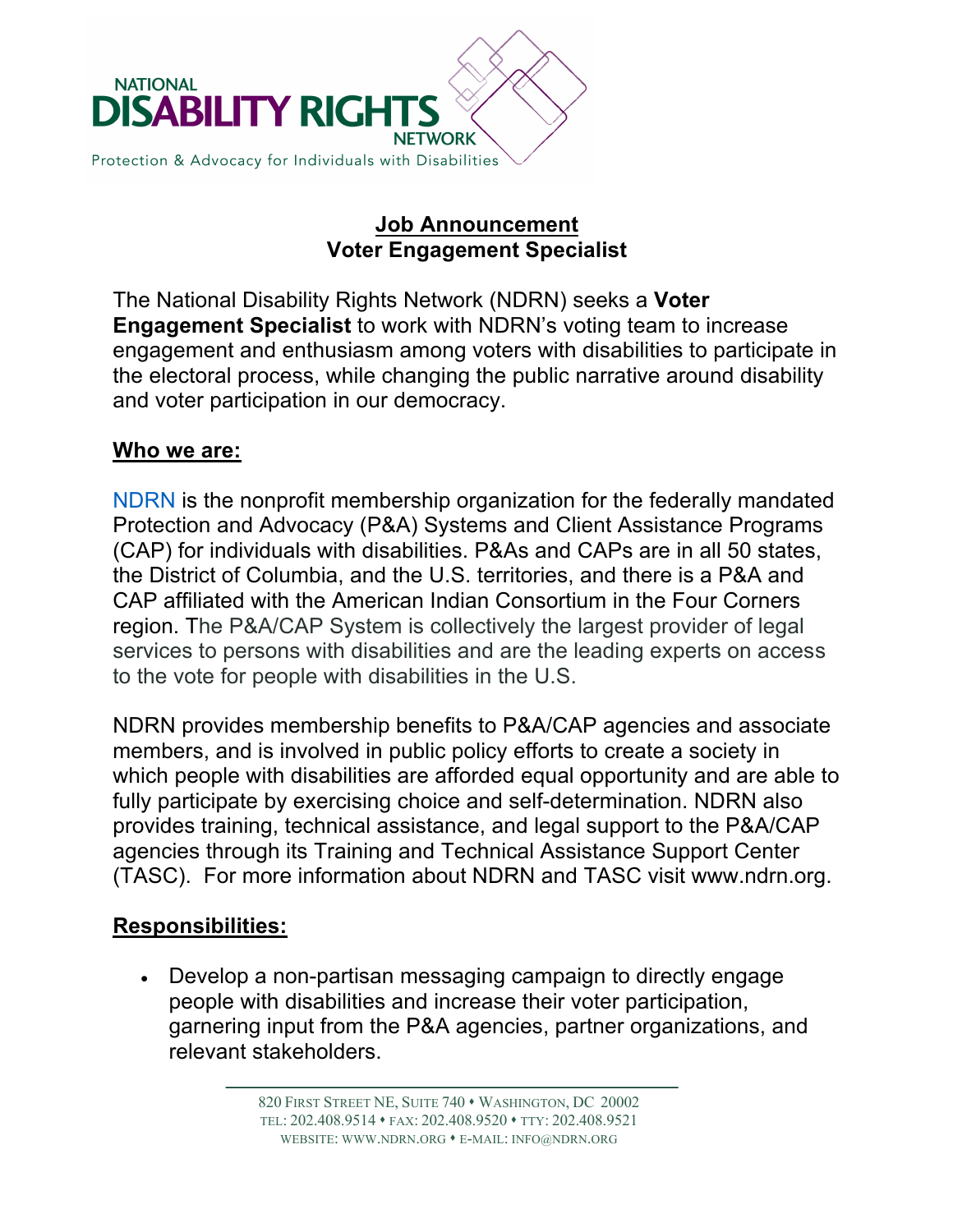NATIONAL
DISABILITY RIGHTS
NETWORK
Protection & Advocacy for Individuals with Disabilities

## Job Announcement
## Voter Engagement Specialist

The National Disability Rights Network (NDRN) seeks a **Voter Engagement Specialist** to work with NDRN's voting team to increase engagement and enthusiasm among voters with disabilities to participate in the electoral process, while changing the public narrative around disability and voter participation in our democracy.

### Who we are:

NDRN is the nonprofit membership organization for the federally mandated Protection and Advocacy (P&A) Systems and Client Assistance Programs (CAP) for individuals with disabilities. P&As and CAPs are in all 50 states, the District of Columbia, and the U.S. territories, and there is a P&A and CAP affiliated with the American Indian Consortium in the Four Corners region. The P&A/CAP System is collectively the largest provider of legal services to persons with disabilities and are the leading experts on access to the vote for people with disabilities in the U.S.

NDRN provides membership benefits to P&A/CAP agencies and associate members, and is involved in public policy efforts to create a society in which people with disabilities are afforded equal opportunity and are able to fully participate by exercising choice and self-determination. NDRN also provides training, technical assistance, and legal support to the P&A/CAP agencies through its Training and Technical Assistance Support Center (TASC). For more information about NDRN and TASC visit www.ndrn.org.

### Responsibilities:

- Develop a non-partisan messaging campaign to directly engage people with disabilities and increase their voter participation, garnering input from the P&A agencies, partner organizations, and relevant stakeholders.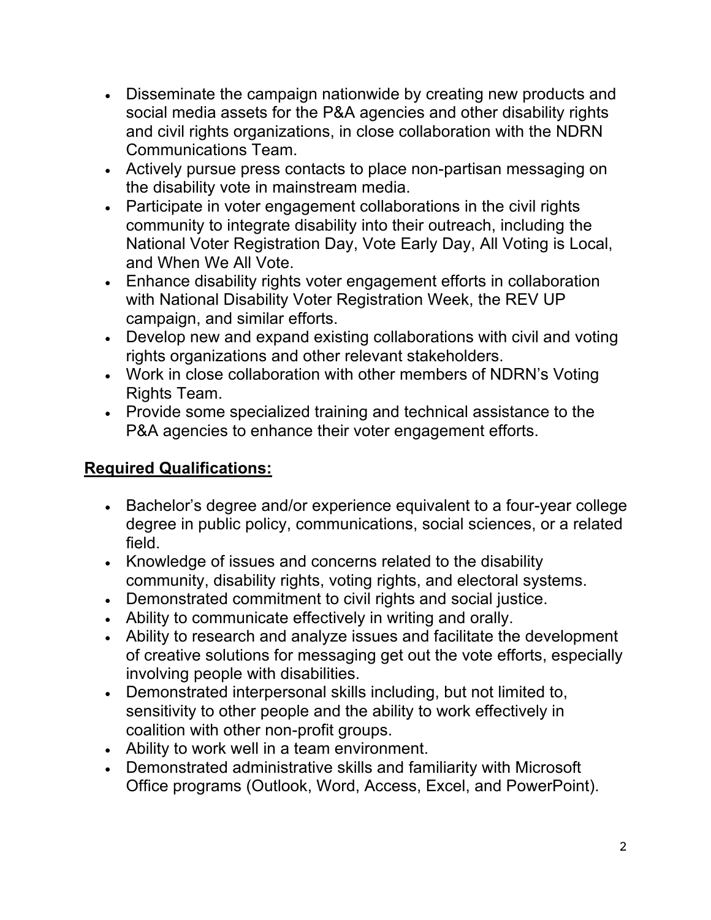- Disseminate the campaign nationwide by creating new products and social media assets for the P&A agencies and other disability rights and civil rights organizations, in close collaboration with the NDRN Communications Team.
- Actively pursue press contacts to place non-partisan messaging on the disability vote in mainstream media.
- Participate in voter engagement collaborations in the civil rights community to integrate disability into their outreach, including the National Voter Registration Day, Vote Early Day, All Voting is Local, and When We All Vote.
- Enhance disability rights voter engagement efforts in collaboration with National Disability Voter Registration Week, the REV UP campaign, and similar efforts.
- Develop new and expand existing collaborations with civil and voting rights organizations and other relevant stakeholders.
- Work in close collaboration with other members of NDRN's Voting Rights Team.
- Provide some specialized training and technical assistance to the P&A agencies to enhance their voter engagement efforts.

## **Required Qualifications:**

- Bachelor's degree and/or experience equivalent to a four-year college degree in public policy, communications, social sciences, or a related field.
- Knowledge of issues and concerns related to the disability community, disability rights, voting rights, and electoral systems.
- Demonstrated commitment to civil rights and social justice.
- Ability to communicate effectively in writing and orally.
- Ability to research and analyze issues and facilitate the development of creative solutions for messaging get out the vote efforts, especially involving people with disabilities.
- Demonstrated interpersonal skills including, but not limited to, sensitivity to other people and the ability to work effectively in coalition with other non-profit groups.
- Ability to work well in a team environment.
- Demonstrated administrative skills and familiarity with Microsoft Office programs (Outlook, Word, Access, Excel, and PowerPoint).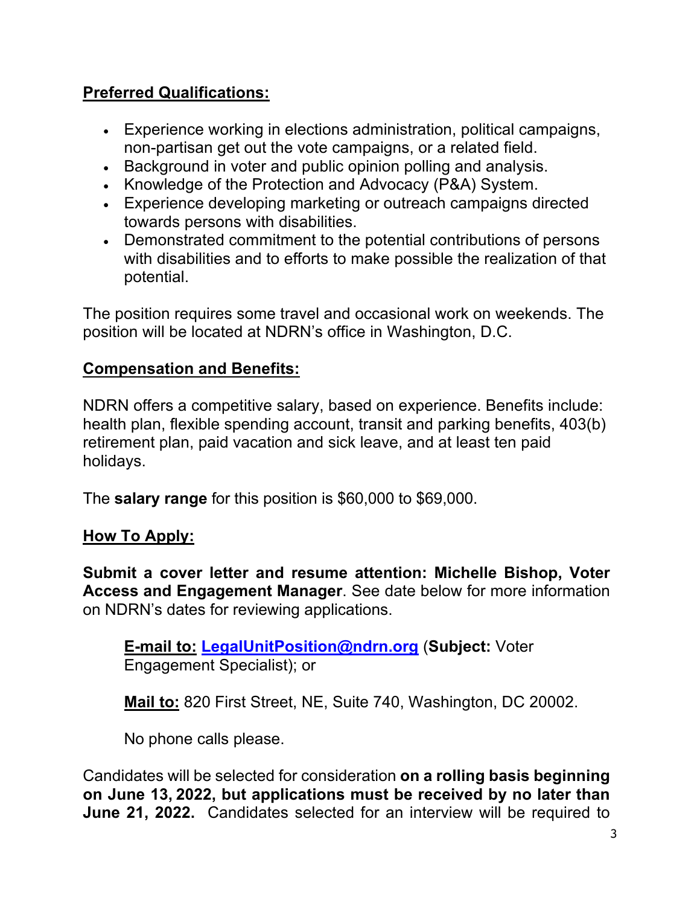**Preferred Qualifications:**

- Experience working in elections administration, political campaigns, non-partisan get out the vote campaigns, or a related field.
- Background in voter and public opinion polling and analysis.
- Knowledge of the Protection and Advocacy (P&A) System.
- Experience developing marketing or outreach campaigns directed towards persons with disabilities.
- Demonstrated commitment to the potential contributions of persons with disabilities and to efforts to make possible the realization of that potential.

The position requires some travel and occasional work on weekends. The position will be located at NDRN's office in Washington, D.C.

**Compensation and Benefits:**

NDRN offers a competitive salary, based on experience. Benefits include: health plan, flexible spending account, transit and parking benefits, 403(b) retirement plan, paid vacation and sick leave, and at least ten paid holidays.

The **salary range** for this position is $60,000 to $69,000.

**How To Apply:**

**Submit a cover letter and resume attention: Michelle Bishop, Voter Access and Engagement Manager**. See date below for more information on NDRN's dates for reviewing applications.

> **E-mail to:** [LegalUnitPosition@ndrn.org](mailto:LegalUnitPosition@ndrn.org) (**Subject:** Voter Engagement Specialist); or
>
> **Mail to:** 820 First Street, NE, Suite 740, Washington, DC 20002.
>
> No phone calls please.

Candidates will be selected for consideration **on a rolling basis beginning on June 13, 2022, but applications must be received by no later than June 21, 2022.** Candidates selected for an interview will be required to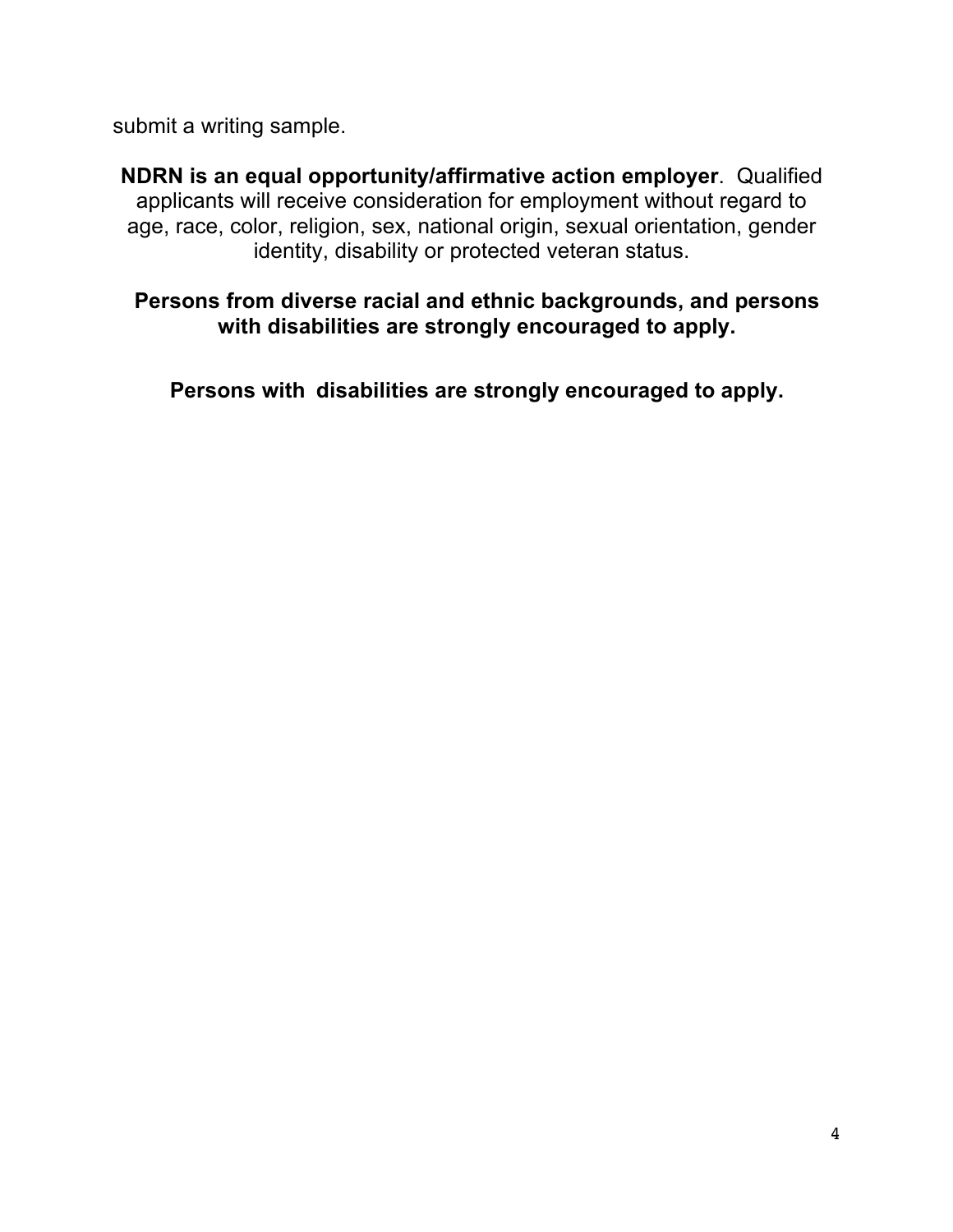submit a writing sample.

**NDRN is an equal opportunity/affirmative action employer**. Qualified applicants will receive consideration for employment without regard to age, race, color, religion, sex, national origin, sexual orientation, gender identity, disability or protected veteran status.

**Persons from diverse racial and ethnic backgrounds, and persons with disabilities are strongly encouraged to apply.**

**Persons with disabilities are strongly encouraged to apply.**